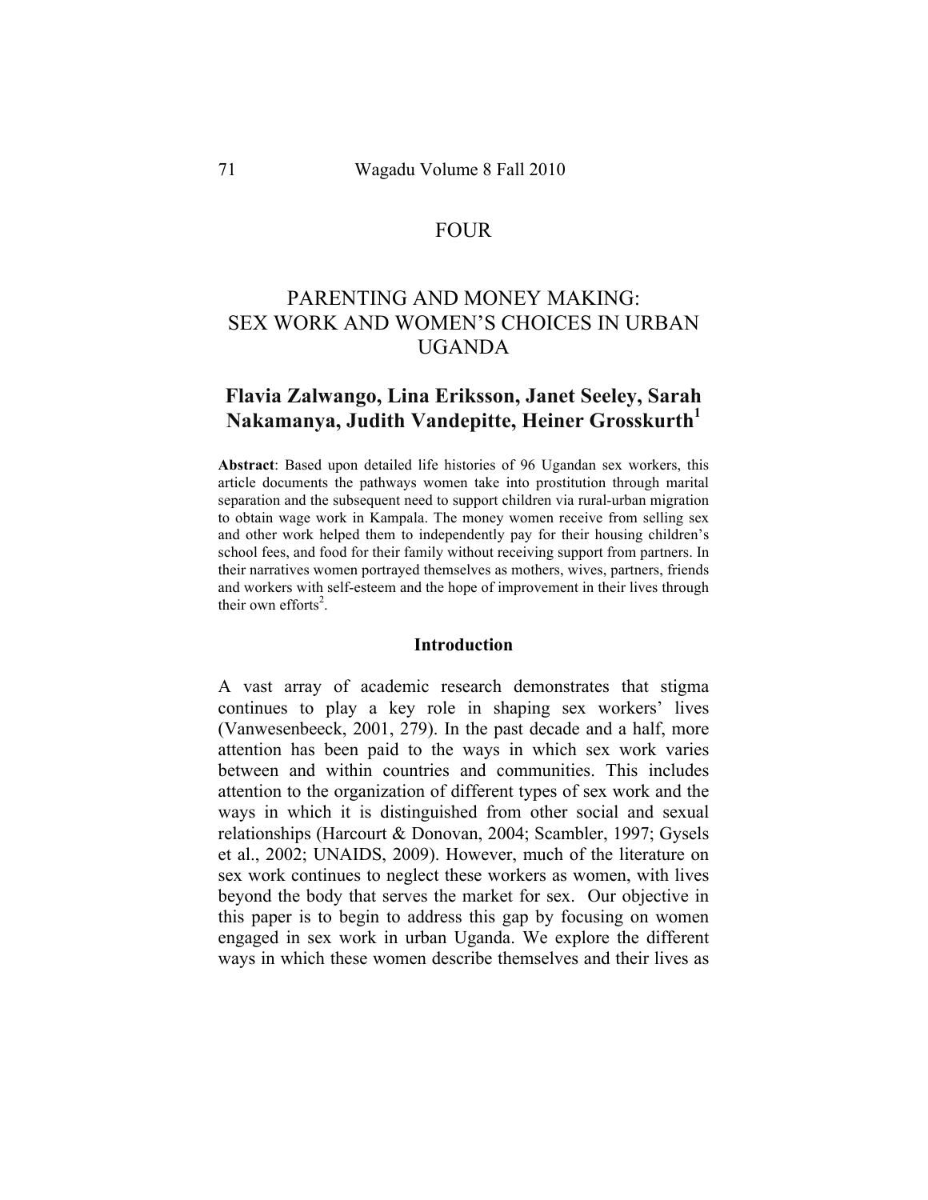FOUR

# PARENTING AND MONEY MAKING: SEX WORK AND WOMEN'S CHOICES IN URBAN UGANDA

**Flavia Zalwango, Lina Eriksson, Janet Seeley, Sarah Nakamanya, Judith Vandepitte, Heiner Grosskurth[1]**

**Abstract**: Based upon detailed life histories of 96 Ugandan sex workers, this article documents the pathways women take into prostitution through marital separation and the subsequent need to support children via rural-urban migration to obtain wage work in Kampala. The money women receive from selling sex and other work helped them to independently pay for their housing children's school fees, and food for their family without receiving support from partners. In their narratives women portrayed themselves as mothers, wives, partners, friends and workers with self-esteem and the hope of improvement in their lives through their own efforts[2].

## Introduction

A vast array of academic research demonstrates that stigma continues to play a key role in shaping sex workers' lives (Vanwesenbeeck, 2001, 279). In the past decade and a half, more attention has been paid to the ways in which sex work varies between and within countries and communities. This includes attention to the organization of different types of sex work and the ways in which it is distinguished from other social and sexual relationships (Harcourt & Donovan, 2004; Scambler, 1997; Gysels et al., 2002; UNAIDS, 2009). However, much of the literature on sex work continues to neglect these workers as women, with lives beyond the body that serves the market for sex. Our objective in this paper is to begin to address this gap by focusing on women engaged in sex work in urban Uganda. We explore the different ways in which these women describe themselves and their lives as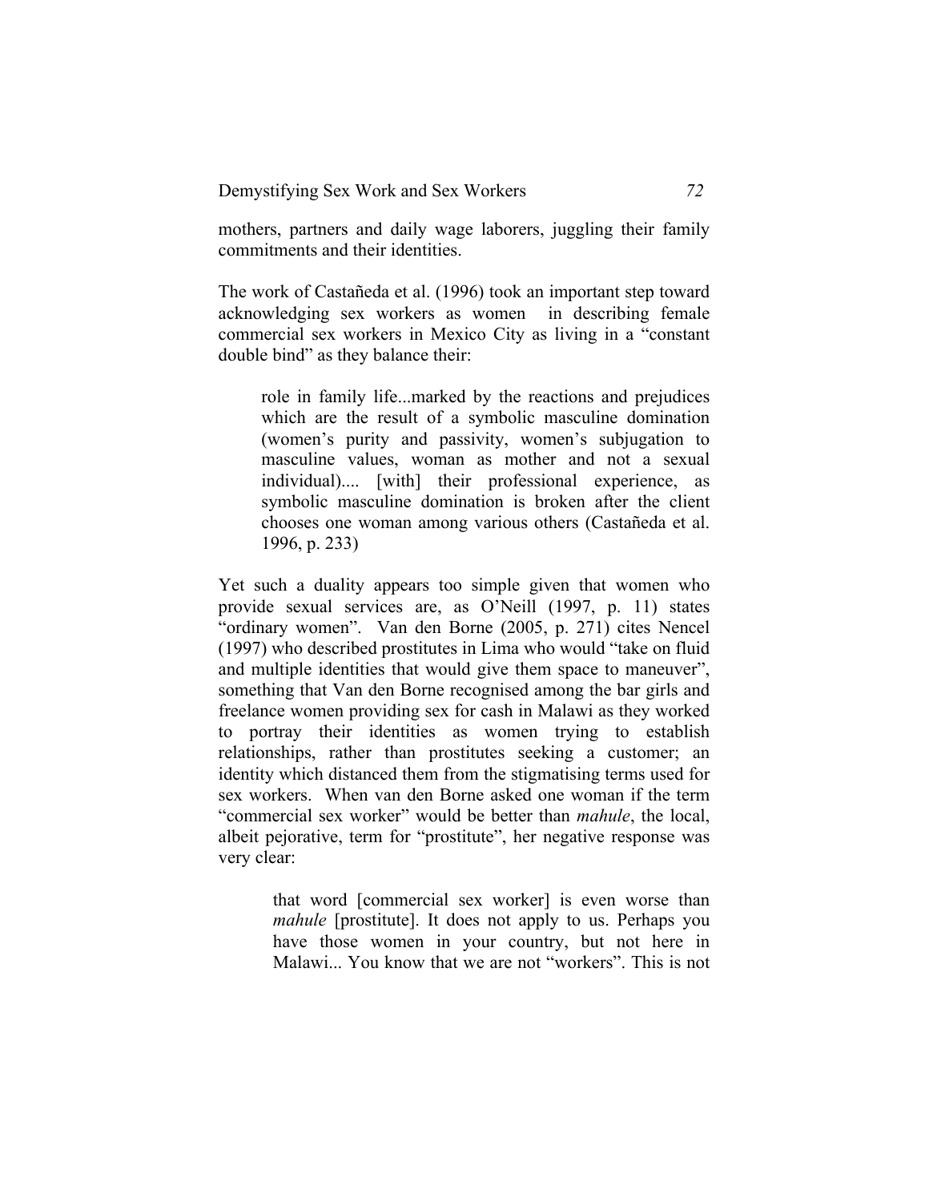mothers, partners and daily wage laborers, juggling their family commitments and their identities.

The work of Castañeda et al. (1996) took an important step toward acknowledging sex workers as women in describing female commercial sex workers in Mexico City as living in a "constant double bind" as they balance their:

> role in family life...marked by the reactions and prejudices which are the result of a symbolic masculine domination (women's purity and passivity, women's subjugation to masculine values, woman as mother and not a sexual individual).... [with] their professional experience, as symbolic masculine domination is broken after the client chooses one woman among various others (Castañeda et al. 1996, p. 233)

Yet such a duality appears too simple given that women who provide sexual services are, as O'Neill (1997, p. 11) states "ordinary women". Van den Borne (2005, p. 271) cites Nencel (1997) who described prostitutes in Lima who would "take on fluid and multiple identities that would give them space to maneuver", something that Van den Borne recognised among the bar girls and freelance women providing sex for cash in Malawi as they worked to portray their identities as women trying to establish relationships, rather than prostitutes seeking a customer; an identity which distanced them from the stigmatising terms used for sex workers. When van den Borne asked one woman if the term "commercial sex worker" would be better than *mahule*, the local, albeit pejorative, term for "prostitute", her negative response was very clear:

> that word [commercial sex worker] is even worse than *mahule* [prostitute]. It does not apply to us. Perhaps you have those women in your country, but not here in Malawi... You know that we are not "workers". This is not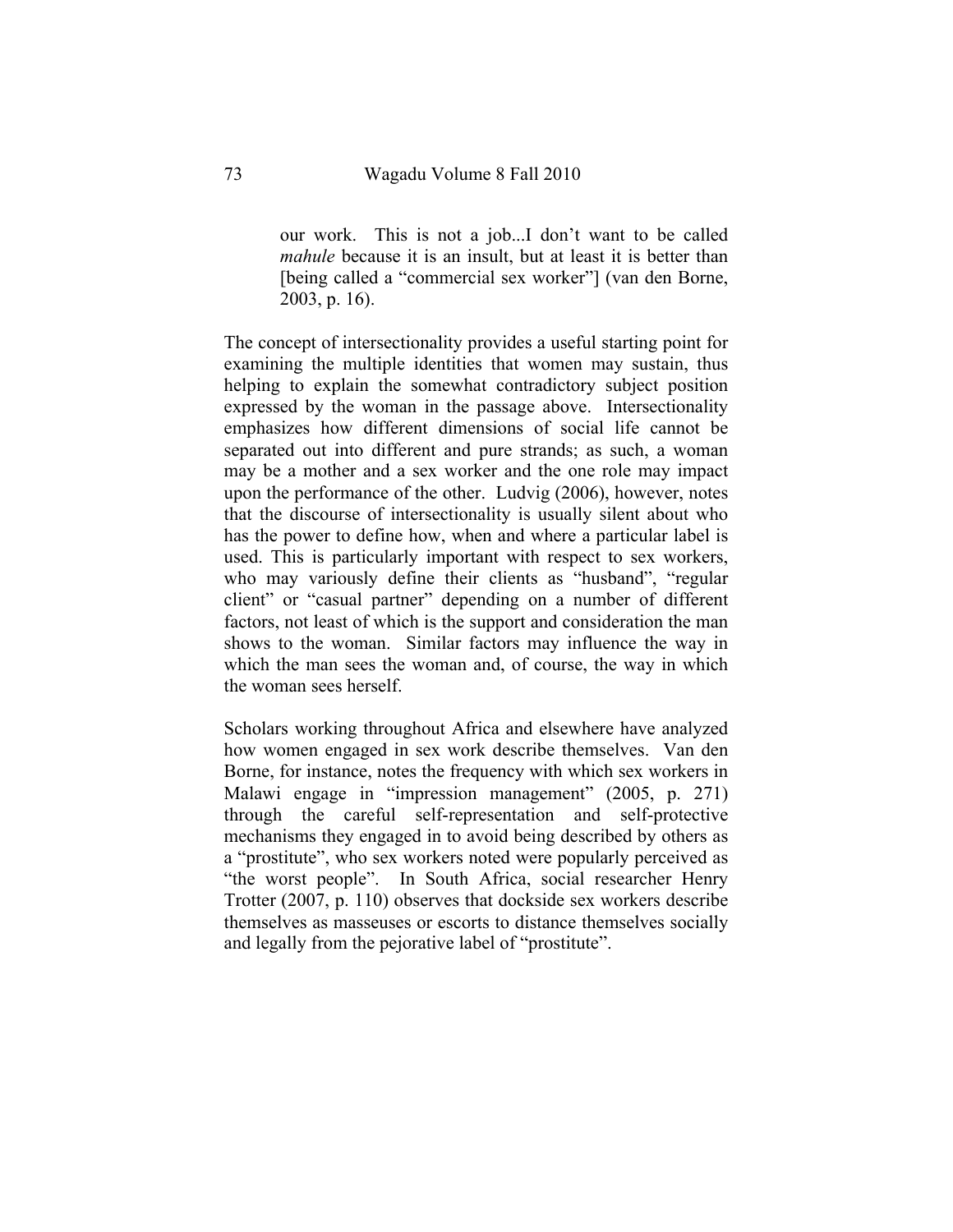> our work. This is not a job...I don't want to be called *mahule* because it is an insult, but at least it is better than [being called a "commercial sex worker"] (van den Borne, 2003, p. 16).

The concept of intersectionality provides a useful starting point for examining the multiple identities that women may sustain, thus helping to explain the somewhat contradictory subject position expressed by the woman in the passage above. Intersectionality emphasizes how different dimensions of social life cannot be separated out into different and pure strands; as such, a woman may be a mother and a sex worker and the one role may impact upon the performance of the other. Ludvig (2006), however, notes that the discourse of intersectionality is usually silent about who has the power to define how, when and where a particular label is used. This is particularly important with respect to sex workers, who may variously define their clients as "husband", "regular client" or "casual partner" depending on a number of different factors, not least of which is the support and consideration the man shows to the woman. Similar factors may influence the way in which the man sees the woman and, of course, the way in which the woman sees herself.

Scholars working throughout Africa and elsewhere have analyzed how women engaged in sex work describe themselves. Van den Borne, for instance, notes the frequency with which sex workers in Malawi engage in "impression management" (2005, p. 271) through the careful self-representation and self-protective mechanisms they engaged in to avoid being described by others as a "prostitute", who sex workers noted were popularly perceived as "the worst people". In South Africa, social researcher Henry Trotter (2007, p. 110) observes that dockside sex workers describe themselves as masseuses or escorts to distance themselves socially and legally from the pejorative label of "prostitute".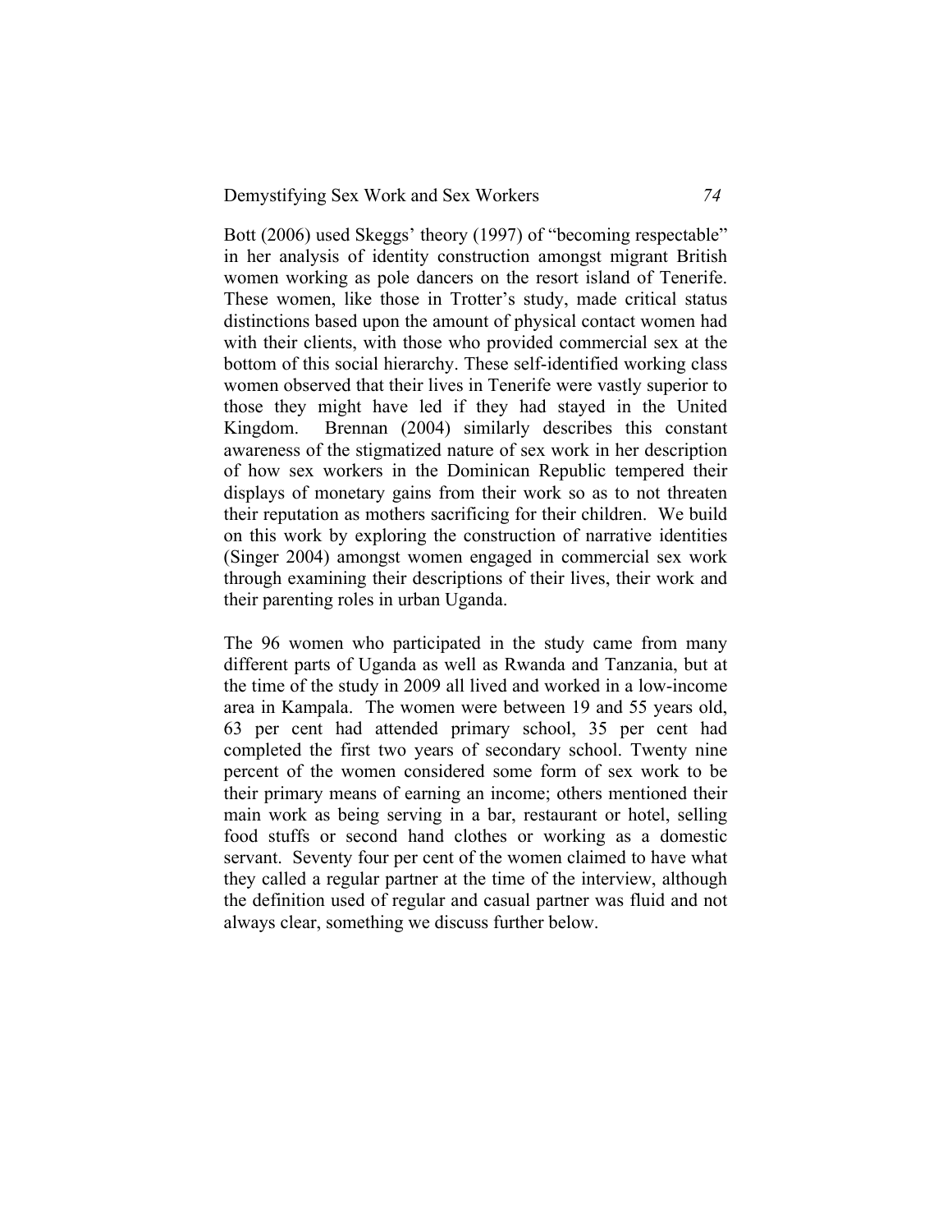Bott (2006) used Skeggs' theory (1997) of "becoming respectable" in her analysis of identity construction amongst migrant British women working as pole dancers on the resort island of Tenerife. These women, like those in Trotter's study, made critical status distinctions based upon the amount of physical contact women had with their clients, with those who provided commercial sex at the bottom of this social hierarchy. These self-identified working class women observed that their lives in Tenerife were vastly superior to those they might have led if they had stayed in the United Kingdom. Brennan (2004) similarly describes this constant awareness of the stigmatized nature of sex work in her description of how sex workers in the Dominican Republic tempered their displays of monetary gains from their work so as to not threaten their reputation as mothers sacrificing for their children. We build on this work by exploring the construction of narrative identities (Singer 2004) amongst women engaged in commercial sex work through examining their descriptions of their lives, their work and their parenting roles in urban Uganda.

The 96 women who participated in the study came from many different parts of Uganda as well as Rwanda and Tanzania, but at the time of the study in 2009 all lived and worked in a low-income area in Kampala. The women were between 19 and 55 years old, 63 per cent had attended primary school, 35 per cent had completed the first two years of secondary school. Twenty nine percent of the women considered some form of sex work to be their primary means of earning an income; others mentioned their main work as being serving in a bar, restaurant or hotel, selling food stuffs or second hand clothes or working as a domestic servant. Seventy four per cent of the women claimed to have what they called a regular partner at the time of the interview, although the definition used of regular and casual partner was fluid and not always clear, something we discuss further below.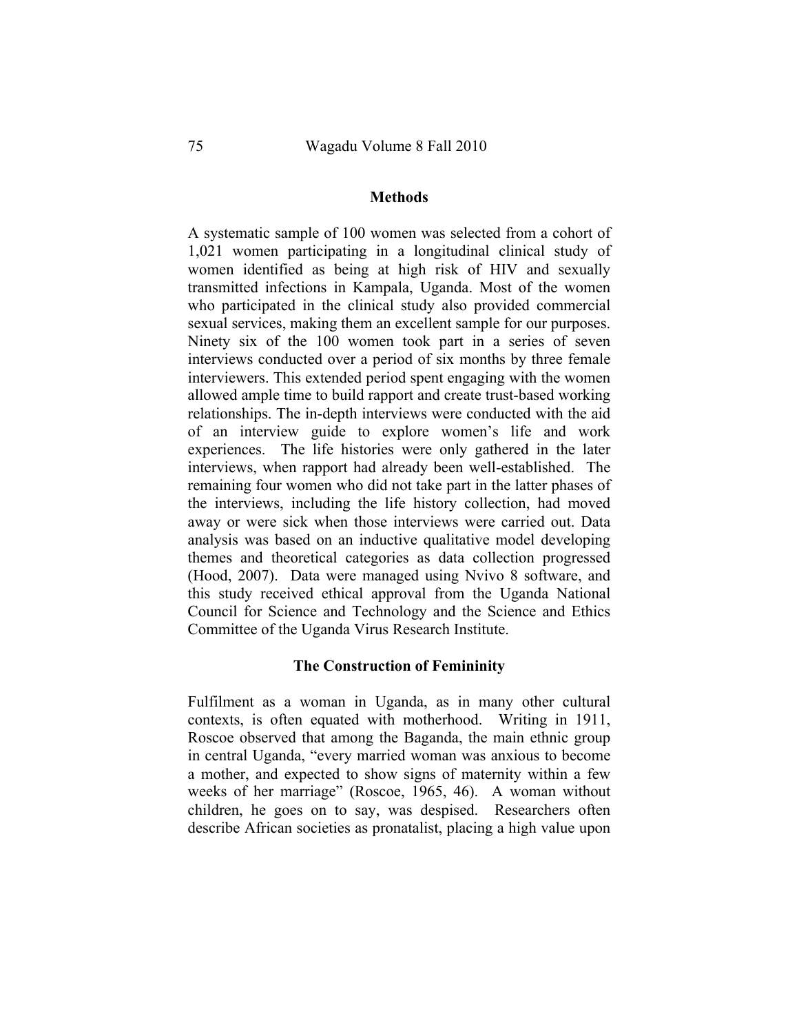## Methods

A systematic sample of 100 women was selected from a cohort of 1,021 women participating in a longitudinal clinical study of women identified as being at high risk of HIV and sexually transmitted infections in Kampala, Uganda. Most of the women who participated in the clinical study also provided commercial sexual services, making them an excellent sample for our purposes. Ninety six of the 100 women took part in a series of seven interviews conducted over a period of six months by three female interviewers. This extended period spent engaging with the women allowed ample time to build rapport and create trust-based working relationships. The in-depth interviews were conducted with the aid of an interview guide to explore women's life and work experiences. The life histories were only gathered in the later interviews, when rapport had already been well-established. The remaining four women who did not take part in the latter phases of the interviews, including the life history collection, had moved away or were sick when those interviews were carried out. Data analysis was based on an inductive qualitative model developing themes and theoretical categories as data collection progressed (Hood, 2007). Data were managed using Nvivo 8 software, and this study received ethical approval from the Uganda National Council for Science and Technology and the Science and Ethics Committee of the Uganda Virus Research Institute.

## The Construction of Femininity

Fulfilment as a woman in Uganda, as in many other cultural contexts, is often equated with motherhood. Writing in 1911, Roscoe observed that among the Baganda, the main ethnic group in central Uganda, "every married woman was anxious to become a mother, and expected to show signs of maternity within a few weeks of her marriage" (Roscoe, 1965, 46). A woman without children, he goes on to say, was despised. Researchers often describe African societies as pronatalist, placing a high value upon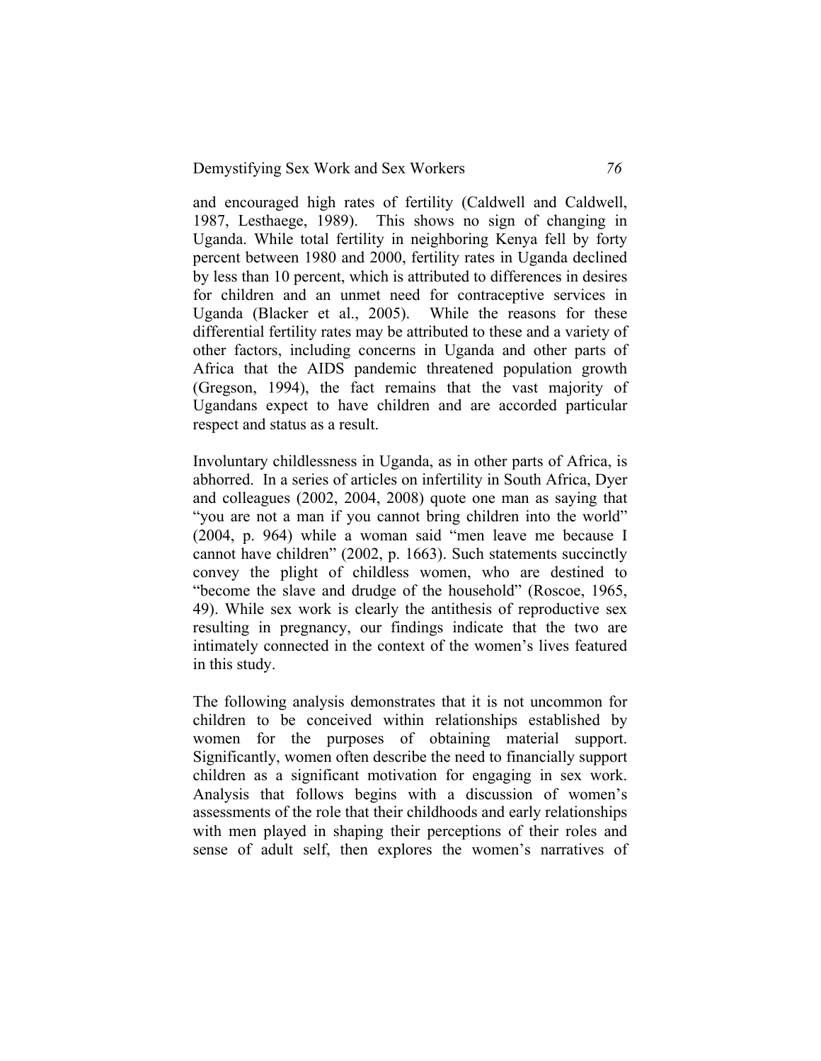and encouraged high rates of fertility (Caldwell and Caldwell, 1987, Lesthaege, 1989). This shows no sign of changing in Uganda. While total fertility in neighboring Kenya fell by forty percent between 1980 and 2000, fertility rates in Uganda declined by less than 10 percent, which is attributed to differences in desires for children and an unmet need for contraceptive services in Uganda (Blacker et al., 2005). While the reasons for these differential fertility rates may be attributed to these and a variety of other factors, including concerns in Uganda and other parts of Africa that the AIDS pandemic threatened population growth (Gregson, 1994), the fact remains that the vast majority of Ugandans expect to have children and are accorded particular respect and status as a result.

Involuntary childlessness in Uganda, as in other parts of Africa, is abhorred. In a series of articles on infertility in South Africa, Dyer and colleagues (2002, 2004, 2008) quote one man as saying that "you are not a man if you cannot bring children into the world" (2004, p. 964) while a woman said "men leave me because I cannot have children" (2002, p. 1663). Such statements succinctly convey the plight of childless women, who are destined to "become the slave and drudge of the household" (Roscoe, 1965, 49). While sex work is clearly the antithesis of reproductive sex resulting in pregnancy, our findings indicate that the two are intimately connected in the context of the women's lives featured in this study.

The following analysis demonstrates that it is not uncommon for children to be conceived within relationships established by women for the purposes of obtaining material support. Significantly, women often describe the need to financially support children as a significant motivation for engaging in sex work. Analysis that follows begins with a discussion of women's assessments of the role that their childhoods and early relationships with men played in shaping their perceptions of their roles and sense of adult self, then explores the women's narratives of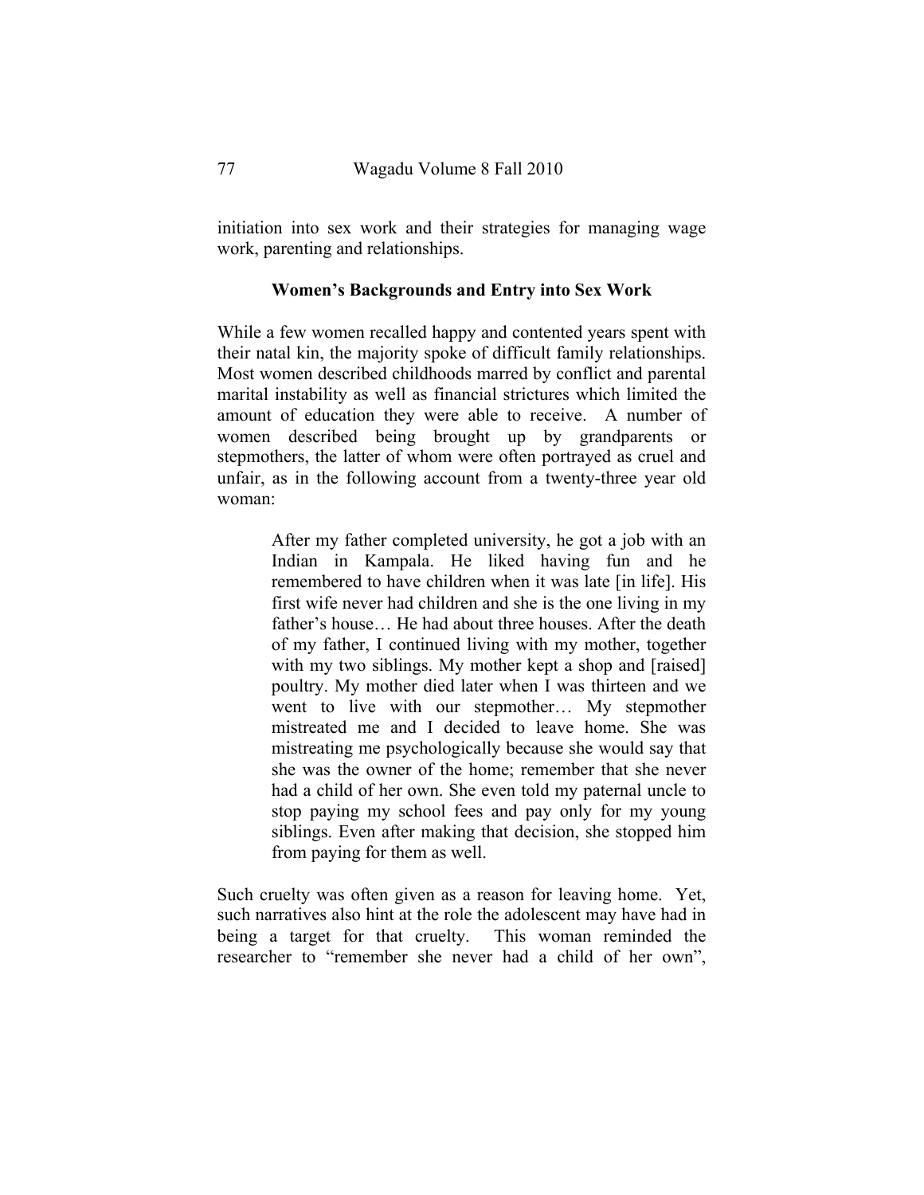initiation into sex work and their strategies for managing wage work, parenting and relationships.

## Women's Backgrounds and Entry into Sex Work

While a few women recalled happy and contented years spent with their natal kin, the majority spoke of difficult family relationships. Most women described childhoods marred by conflict and parental marital instability as well as financial strictures which limited the amount of education they were able to receive. A number of women described being brought up by grandparents or stepmothers, the latter of whom were often portrayed as cruel and unfair, as in the following account from a twenty-three year old woman:

> After my father completed university, he got a job with an Indian in Kampala. He liked having fun and he remembered to have children when it was late [in life]. His first wife never had children and she is the one living in my father's house… He had about three houses. After the death of my father, I continued living with my mother, together with my two siblings. My mother kept a shop and [raised] poultry. My mother died later when I was thirteen and we went to live with our stepmother… My stepmother mistreated me and I decided to leave home. She was mistreating me psychologically because she would say that she was the owner of the home; remember that she never had a child of her own. She even told my paternal uncle to stop paying my school fees and pay only for my young siblings. Even after making that decision, she stopped him from paying for them as well.

Such cruelty was often given as a reason for leaving home. Yet, such narratives also hint at the role the adolescent may have had in being a target for that cruelty. This woman reminded the researcher to "remember she never had a child of her own",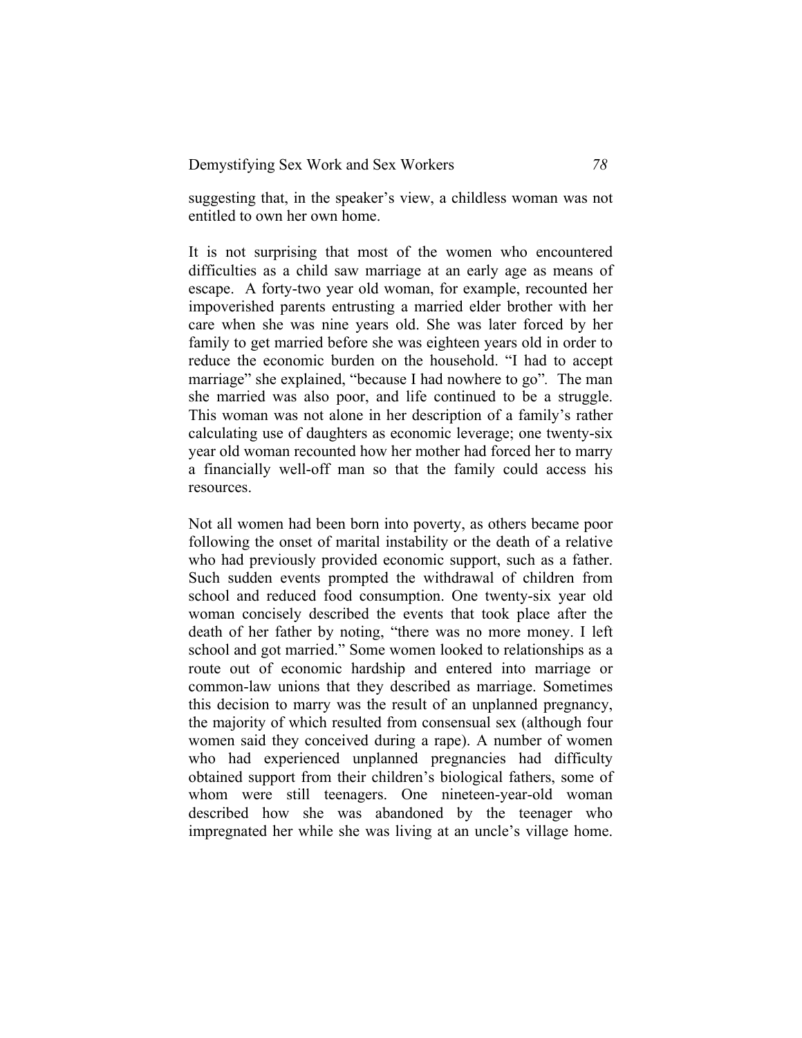suggesting that, in the speaker's view, a childless woman was not entitled to own her own home.

It is not surprising that most of the women who encountered difficulties as a child saw marriage at an early age as means of escape. A forty-two year old woman, for example, recounted her impoverished parents entrusting a married elder brother with her care when she was nine years old. She was later forced by her family to get married before she was eighteen years old in order to reduce the economic burden on the household. "I had to accept marriage" she explained, "because I had nowhere to go". The man she married was also poor, and life continued to be a struggle. This woman was not alone in her description of a family's rather calculating use of daughters as economic leverage; one twenty-six year old woman recounted how her mother had forced her to marry a financially well-off man so that the family could access his resources.

Not all women had been born into poverty, as others became poor following the onset of marital instability or the death of a relative who had previously provided economic support, such as a father. Such sudden events prompted the withdrawal of children from school and reduced food consumption. One twenty-six year old woman concisely described the events that took place after the death of her father by noting, "there was no more money. I left school and got married." Some women looked to relationships as a route out of economic hardship and entered into marriage or common-law unions that they described as marriage. Sometimes this decision to marry was the result of an unplanned pregnancy, the majority of which resulted from consensual sex (although four women said they conceived during a rape). A number of women who had experienced unplanned pregnancies had difficulty obtained support from their children's biological fathers, some of whom were still teenagers. One nineteen-year-old woman described how she was abandoned by the teenager who impregnated her while she was living at an uncle's village home.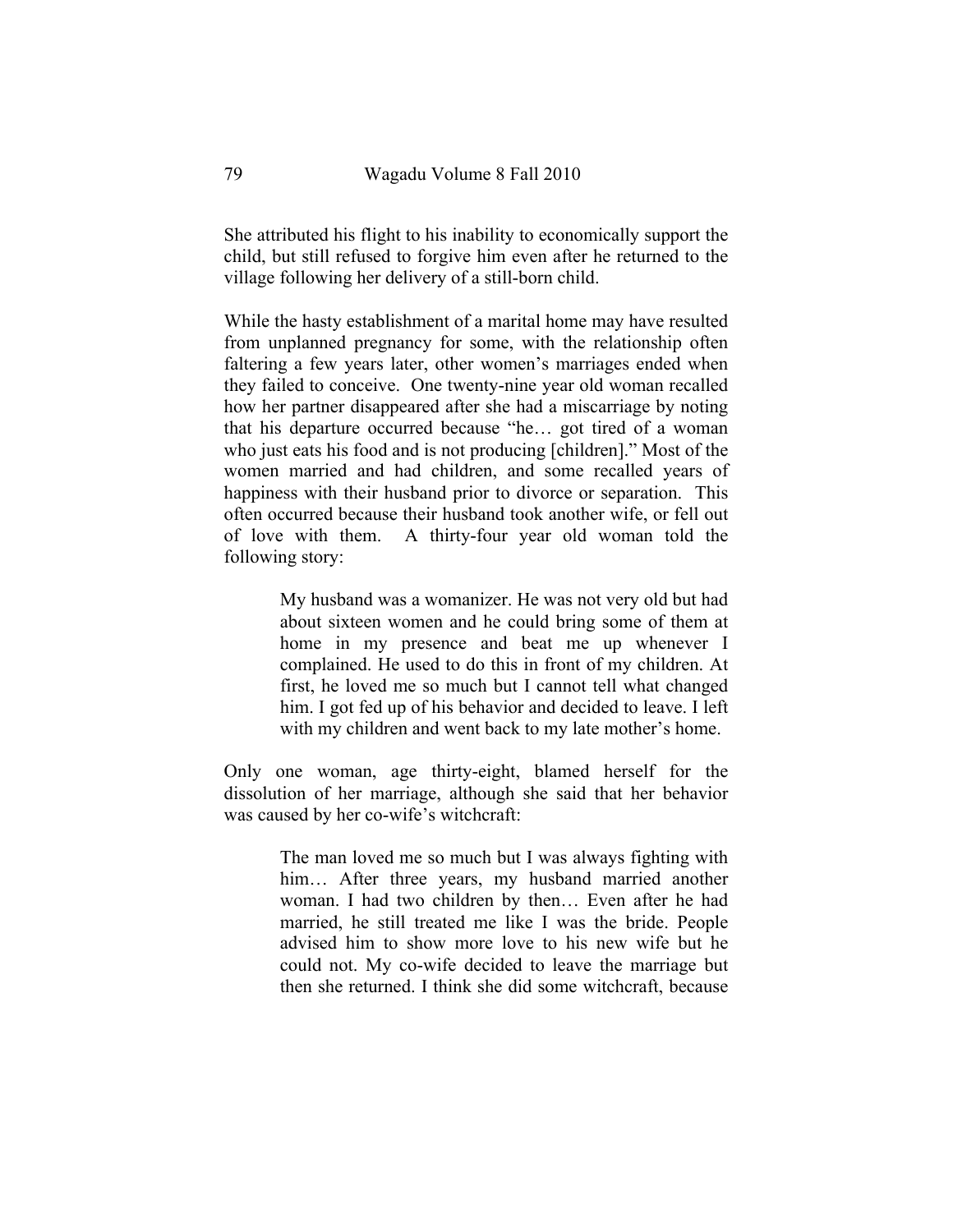She attributed his flight to his inability to economically support the child, but still refused to forgive him even after he returned to the village following her delivery of a still-born child.

While the hasty establishment of a marital home may have resulted from unplanned pregnancy for some, with the relationship often faltering a few years later, other women's marriages ended when they failed to conceive. One twenty-nine year old woman recalled how her partner disappeared after she had a miscarriage by noting that his departure occurred because "he… got tired of a woman who just eats his food and is not producing [children]." Most of the women married and had children, and some recalled years of happiness with their husband prior to divorce or separation. This often occurred because their husband took another wife, or fell out of love with them. A thirty-four year old woman told the following story:

> My husband was a womanizer. He was not very old but had about sixteen women and he could bring some of them at home in my presence and beat me up whenever I complained. He used to do this in front of my children. At first, he loved me so much but I cannot tell what changed him. I got fed up of his behavior and decided to leave. I left with my children and went back to my late mother's home.

Only one woman, age thirty-eight, blamed herself for the dissolution of her marriage, although she said that her behavior was caused by her co-wife's witchcraft:

> The man loved me so much but I was always fighting with him… After three years, my husband married another woman. I had two children by then… Even after he had married, he still treated me like I was the bride. People advised him to show more love to his new wife but he could not. My co-wife decided to leave the marriage but then she returned. I think she did some witchcraft, because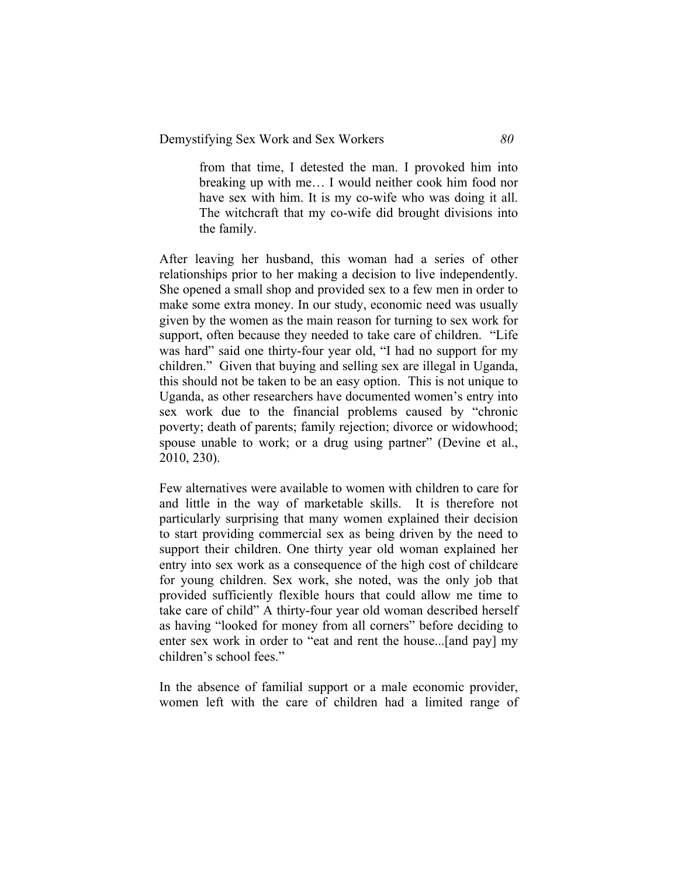> from that time, I detested the man. I provoked him into breaking up with me… I would neither cook him food nor have sex with him. It is my co-wife who was doing it all. The witchcraft that my co-wife did brought divisions into the family.

After leaving her husband, this woman had a series of other relationships prior to her making a decision to live independently. She opened a small shop and provided sex to a few men in order to make some extra money. In our study, economic need was usually given by the women as the main reason for turning to sex work for support, often because they needed to take care of children. "Life was hard" said one thirty-four year old, "I had no support for my children." Given that buying and selling sex are illegal in Uganda, this should not be taken to be an easy option. This is not unique to Uganda, as other researchers have documented woman's entry into sex work due to the financial problems caused by "chronic poverty; death of parents; family rejection; divorce or widowhood; spouse unable to work; or a drug using partner" (Devine et al., 2010, 230).

Few alternatives were available to women with children to care for and little in the way of marketable skills. It is therefore not particularly surprising that many women explained their decision to start providing commercial sex as being driven by the need to support their children. One thirty year old woman explained her entry into sex work as a consequence of the high cost of childcare for young children. Sex work, she noted, was the only job that provided sufficiently flexible hours that could allow me time to take care of child" A thirty-four year old woman described herself as having "looked for money from all corners" before deciding to enter sex work in order to "eat and rent the house...[and pay] my children's school fees."

In the absence of familial support or a male economic provider, women left with the care of children had a limited range of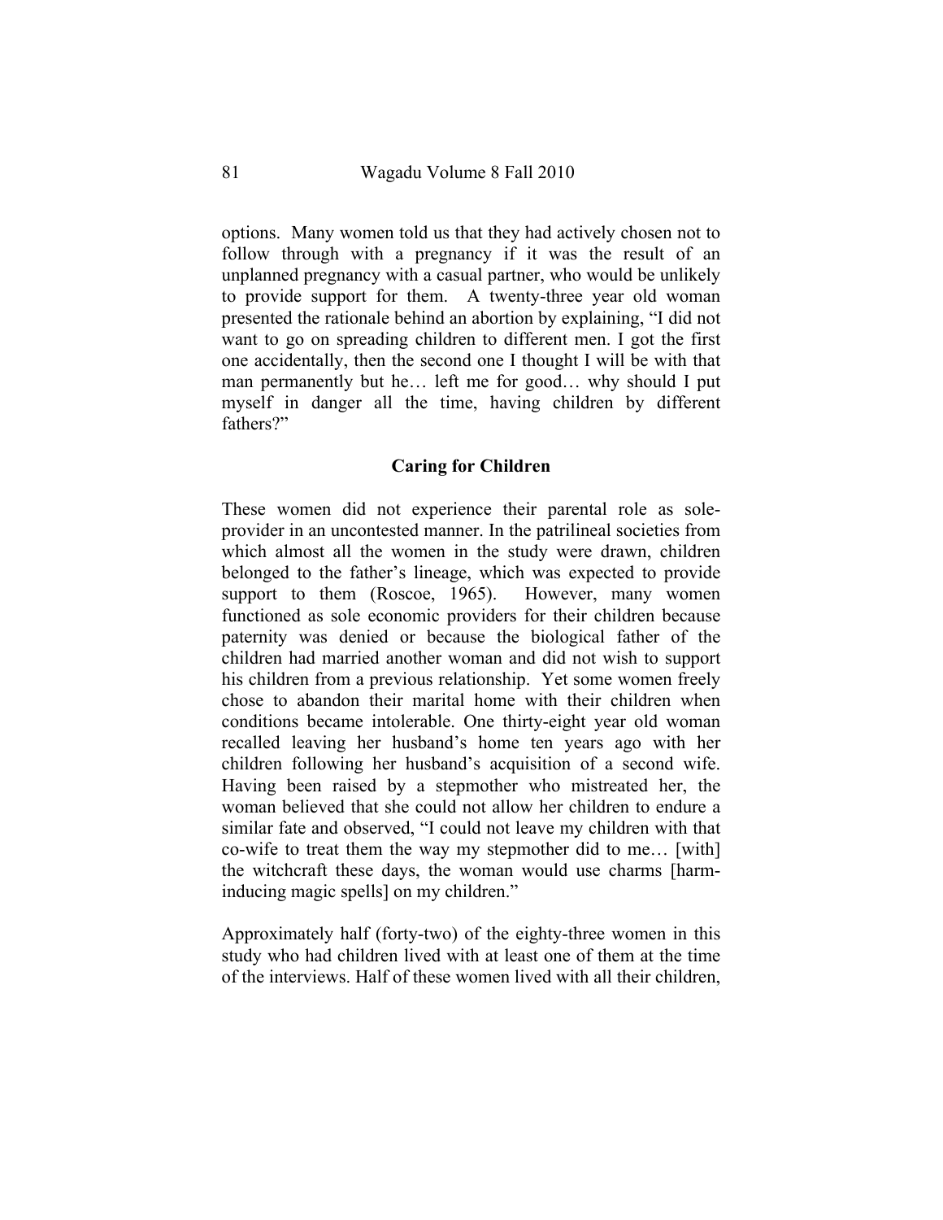options. Many women told us that they had actively chosen not to follow through with a pregnancy if it was the result of an unplanned pregnancy with a casual partner, who would be unlikely to provide support for them. A twenty-three year old woman presented the rationale behind an abortion by explaining, "I did not want to go on spreading children to different men. I got the first one accidentally, then the second one I thought I will be with that man permanently but he… left me for good… why should I put myself in danger all the time, having children by different fathers?"

## Caring for Children

These women did not experience their parental role as sole-provider in an uncontested manner. In the patrilineal societies from which almost all the women in the study were drawn, children belonged to the father's lineage, which was expected to provide support to them (Roscoe, 1965). However, many women functioned as sole economic providers for their children because paternity was denied or because the biological father of the children had married another woman and did not wish to support his children from a previous relationship. Yet some women freely chose to abandon their marital home with their children when conditions became intolerable. One thirty-eight year old woman recalled leaving her husband's home ten years ago with her children following her husband's acquisition of a second wife. Having been raised by a stepmother who mistreated her, the woman believed that she could not allow her children to endure a similar fate and observed, "I could not leave my children with that co-wife to treat them the way my stepmother did to me… [with] the witchcraft these days, the woman would use charms [harm-inducing magic spells] on my children."

Approximately half (forty-two) of the eighty-three women in this study who had children lived with at least one of them at the time of the interviews. Half of these women lived with all their children,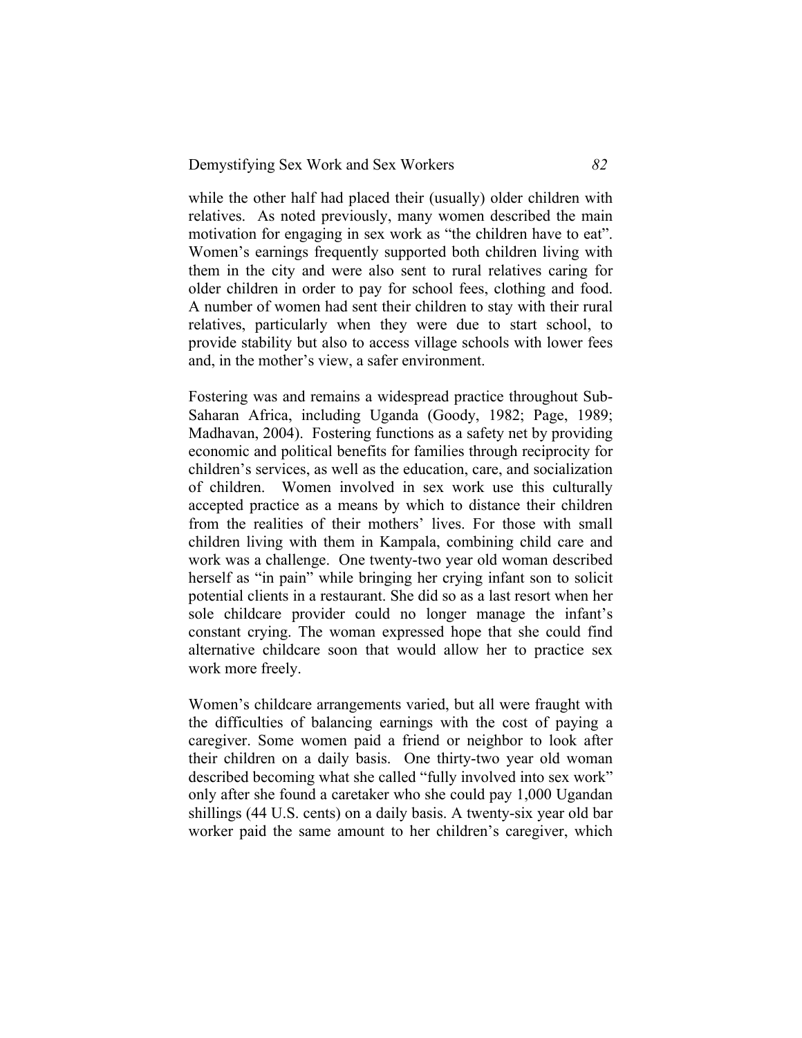while the other half had placed their (usually) older children with relatives. As noted previously, many women described the main motivation for engaging in sex work as "the children have to eat". Women's earnings frequently supported both children living with them in the city and were also sent to rural relatives caring for older children in order to pay for school fees, clothing and food. A number of women had sent their children to stay with their rural relatives, particularly when they were due to start school, to provide stability but also to access village schools with lower fees and, in the mother's view, a safer environment.

Fostering was and remains a widespread practice throughout Sub-Saharan Africa, including Uganda (Goody, 1982; Page, 1989; Madhavan, 2004). Fostering functions as a safety net by providing economic and political benefits for families through reciprocity for children's services, as well as the education, care, and socialization of children. Women involved in sex work use this culturally accepted practice as a means by which to distance their children from the realities of their mothers' lives. For those with small children living with them in Kampala, combining child care and work was a challenge. One twenty-two year old woman described herself as "in pain" while bringing her crying infant son to solicit potential clients in a restaurant. She did so as a last resort when her sole childcare provider could no longer manage the infant's constant crying. The woman expressed hope that she could find alternative childcare soon that would allow her to practice sex work more freely.

Women's childcare arrangements varied, but all were fraught with the difficulties of balancing earnings with the cost of paying a caregiver. Some women paid a friend or neighbor to look after their children on a daily basis. One thirty-two year old woman described becoming what she called "fully involved into sex work" only after she found a caretaker who she could pay 1,000 Ugandan shillings (44 U.S. cents) on a daily basis. A twenty-six year old bar worker paid the same amount to her children's caregiver, which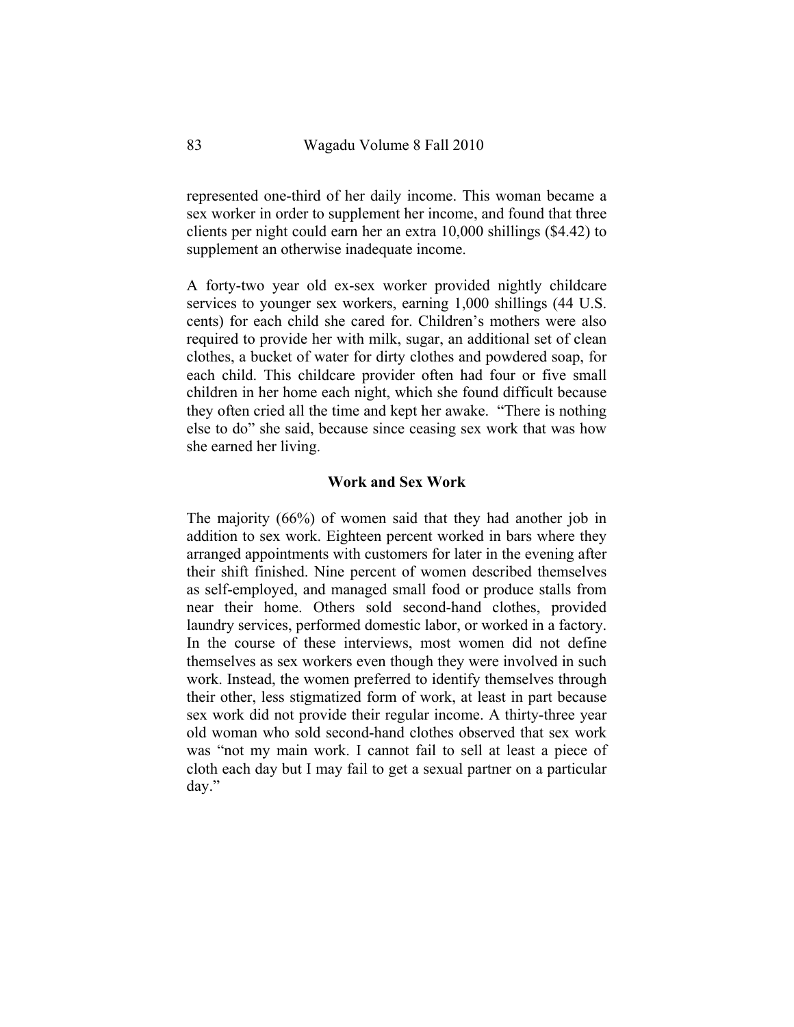represented one-third of her daily income. This woman became a sex worker in order to supplement her income, and found that three clients per night could earn her an extra 10,000 shillings ($4.42) to supplement an otherwise inadequate income.

A forty-two year old ex-sex worker provided nightly childcare services to younger sex workers, earning 1,000 shillings (44 U.S. cents) for each child she cared for. Children's mothers were also required to provide her with milk, sugar, an additional set of clean clothes, a bucket of water for dirty clothes and powdered soap, for each child. This childcare provider often had four or five small children in her home each night, which she found difficult because they often cried all the time and kept her awake. "There is nothing else to do" she said, because since ceasing sex work that was how she earned her living.

### Work and Sex Work

The majority (66%) of women said that they had another job in addition to sex work. Eighteen percent worked in bars where they arranged appointments with customers for later in the evening after their shift finished. Nine percent of women described themselves as self-employed, and managed small food or produce stalls from near their home. Others sold second-hand clothes, provided laundry services, performed domestic labor, or worked in a factory. In the course of these interviews, most women did not define themselves as sex workers even though they were involved in such work. Instead, the women preferred to identify themselves through their other, less stigmatized form of work, at least in part because sex work did not provide their regular income. A thirty-three year old woman who sold second-hand clothes observed that sex work was "not my main work. I cannot fail to sell at least a piece of cloth each day but I may fail to get a sexual partner on a particular day."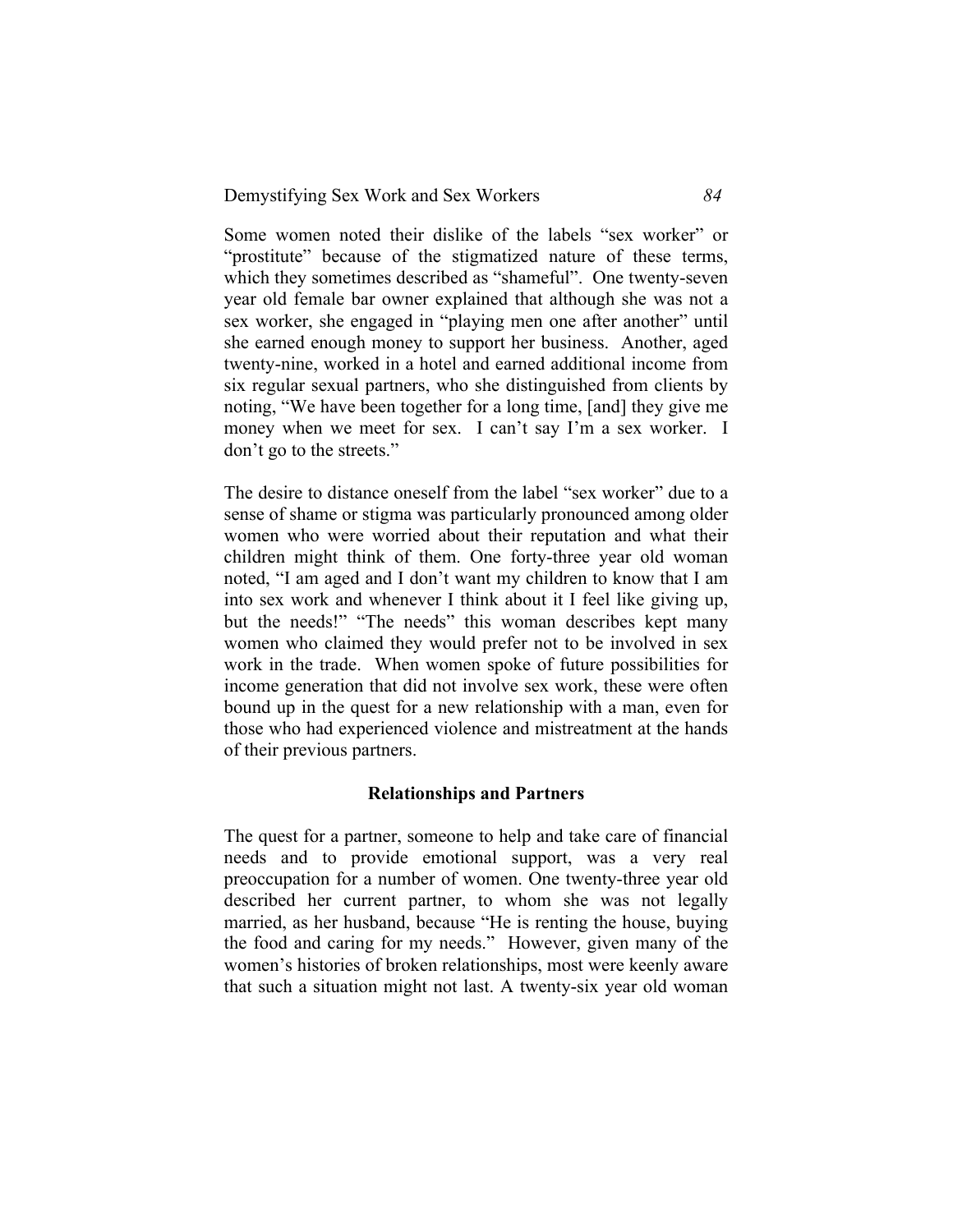Some women noted their dislike of the labels “sex worker” or “prostitute” because of the stigmatized nature of these terms, which they sometimes described as “shameful”. One twenty-seven year old female bar owner explained that although she was not a sex worker, she engaged in “playing men one after another” until she earned enough money to support her business. Another, aged twenty-nine, worked in a hotel and earned additional income from six regular sexual partners, who she distinguished from clients by noting, “We have been together for a long time, [and] they give me money when we meet for sex. I can’t say I’m a sex worker. I don’t go to the streets.”

The desire to distance oneself from the label “sex worker” due to a sense of shame or stigma was particularly pronounced among older women who were worried about their reputation and what their children might think of them. One forty-three year old woman noted, “I am aged and I don’t want my children to know that I am into sex work and whenever I think about it I feel like giving up, but the needs!” “The needs” this woman describes kept many women who claimed they would prefer not to be involved in sex work in the trade. When women spoke of future possibilities for income generation that did not involve sex work, these were often bound up in the quest for a new relationship with a man, even for those who had experienced violence and mistreatment at the hands of their previous partners.

### Relationships and Partners

The quest for a partner, someone to help and take care of financial needs and to provide emotional support, was a very real preoccupation for a number of women. One twenty-three year old described her current partner, to whom she was not legally married, as her husband, because “He is renting the house, buying the food and caring for my needs.” However, given many of the women’s histories of broken relationships, most were keenly aware that such a situation might not last. A twenty-six year old woman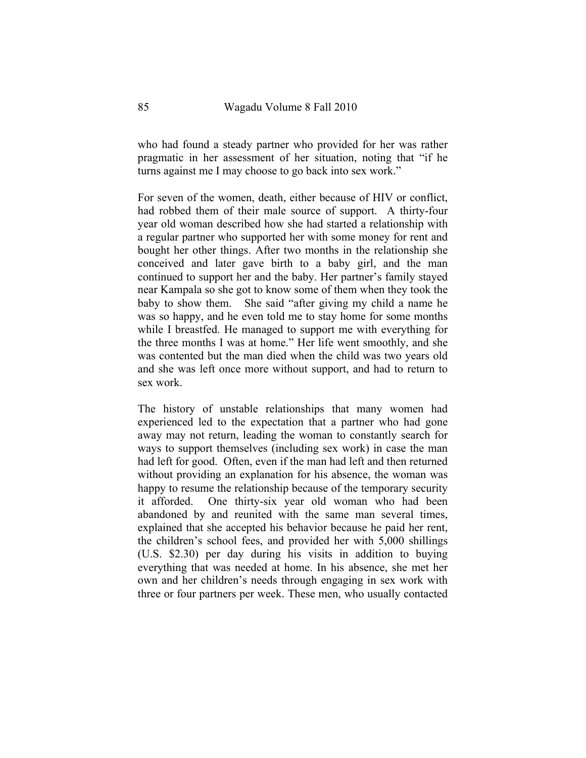who had found a steady partner who provided for her was rather pragmatic in her assessment of her situation, noting that "if he turns against me I may choose to go back into sex work."

For seven of the women, death, either because of HIV or conflict, had robbed them of their male source of support. A thirty-four year old woman described how she had started a relationship with a regular partner who supported her with some money for rent and bought her other things. After two months in the relationship she conceived and later gave birth to a baby girl, and the man continued to support her and the baby. Her partner's family stayed near Kampala so she got to know some of them when they took the baby to show them. She said "after giving my child a name he was so happy, and he even told me to stay home for some months while I breastfed. He managed to support me with everything for the three months I was at home." Her life went smoothly, and she was contented but the man died when the child was two years old and she was left once more without support, and had to return to sex work.

The history of unstable relationships that many women had experienced led to the expectation that a partner who had gone away may not return, leading the woman to constantly search for ways to support themselves (including sex work) in case the man had left for good. Often, even if the man had left and then returned without providing an explanation for his absence, the woman was happy to resume the relationship because of the temporary security it afforded. One thirty-six year old woman who had been abandoned by and reunited with the same man several times, explained that she accepted his behavior because he paid her rent, the children's school fees, and provided her with 5,000 shillings (U.S. $2.30) per day during his visits in addition to buying everything that was needed at home. In his absence, she met her own and her children's needs through engaging in sex work with three or four partners per week. These men, who usually contacted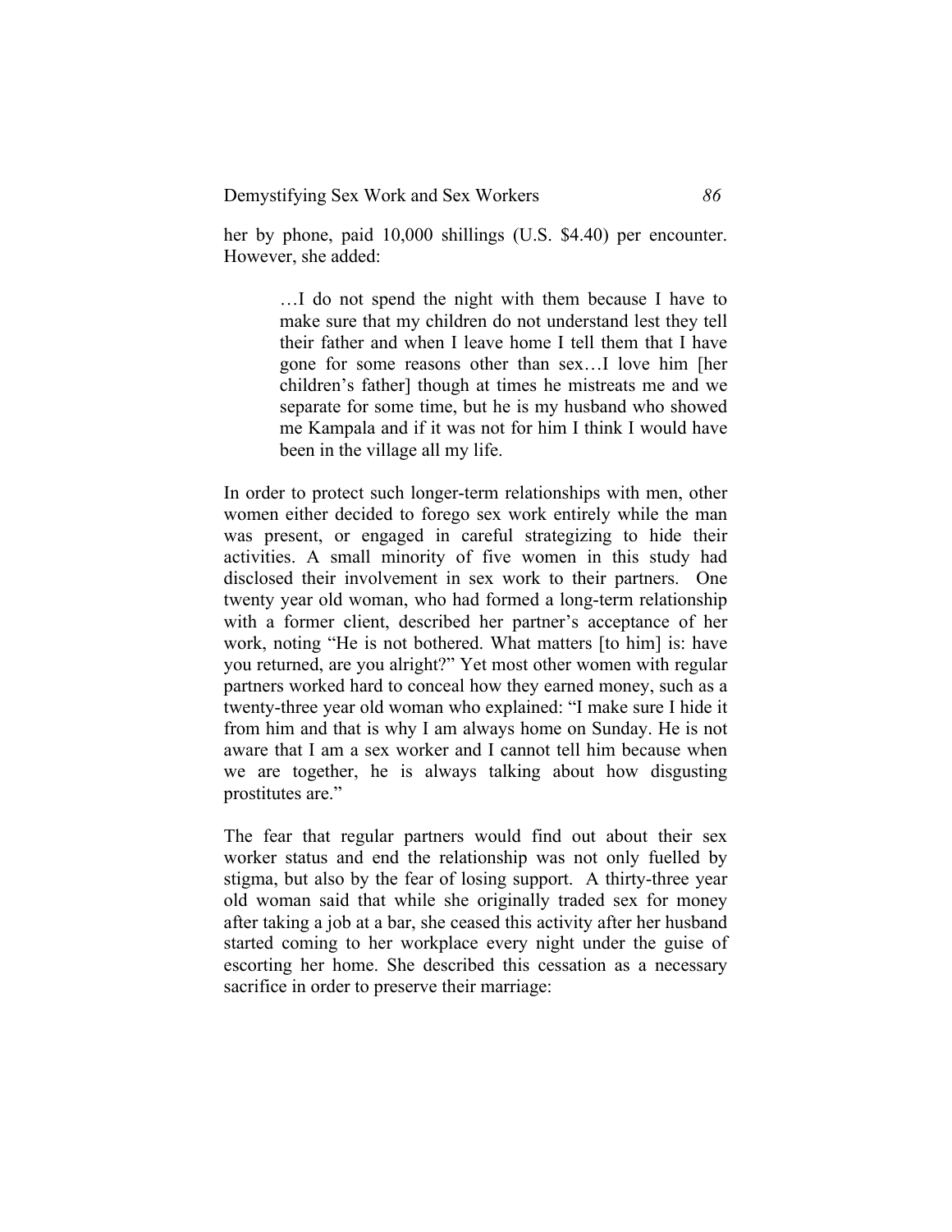her by phone, paid 10,000 shillings (U.S. $4.40) per encounter. However, she added:

> …I do not spend the night with them because I have to make sure that my children do not understand lest they tell their father and when I leave home I tell them that I have gone for some reasons other than sex…I love him [her children's father] though at times he mistreats me and we separate for some time, but he is my husband who showed me Kampala and if it was not for him I think I would have been in the village all my life.

In order to protect such longer-term relationships with men, other women either decided to forego sex work entirely while the man was present, or engaged in careful strategizing to hide their activities. A small minority of five women in this study had disclosed their involvement in sex work to their partners. One twenty year old woman, who had formed a long-term relationship with a former client, described her partner's acceptance of her work, noting "He is not bothered. What matters [to him] is: have you returned, are you alright?" Yet most other women with regular partners worked hard to conceal how they earned money, such as a twenty-three year old woman who explained: "I make sure I hide it from him and that is why I am always home on Sunday. He is not aware that I am a sex worker and I cannot tell him because when we are together, he is always talking about how disgusting prostitutes are."

The fear that regular partners would find out about their sex worker status and end the relationship was not only fuelled by stigma, but also by the fear of losing support. A thirty-three year old woman said that while she originally traded sex for money after taking a job at a bar, she ceased this activity after her husband started coming to her workplace every night under the guise of escorting her home. She described this cessation as a necessary sacrifice in order to preserve their marriage: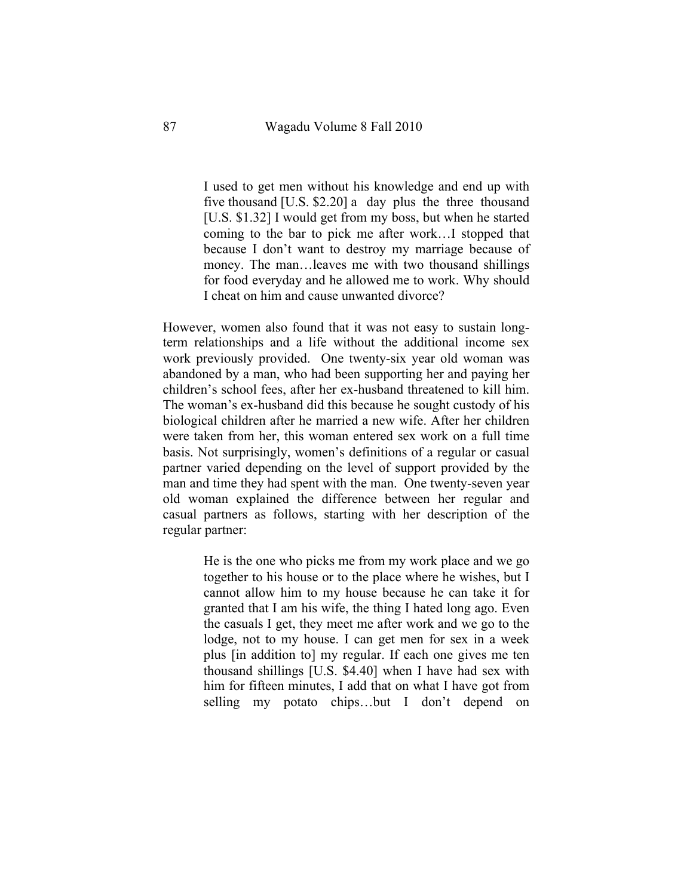> I used to get men without his knowledge and end up with five thousand [U.S. $2.20] a day plus the three thousand [U.S. $1.32] I would get from my boss, but when he started coming to the bar to pick me after work…I stopped that because I don't want to destroy my marriage because of money. The man…leaves me with two thousand shillings for food everyday and he allowed me to work. Why should I cheat on him and cause unwanted divorce?

However, women also found that it was not easy to sustain long-term relationships and a life without the additional income sex work previously provided. One twenty-six year old woman was abandoned by a man, who had been supporting her and paying her children's school fees, after her ex-husband threatened to kill him. The woman's ex-husband did this because he sought custody of his biological children after he married a new wife. After her children were taken from her, this woman entered sex work on a full time basis. Not surprisingly, women's definitions of a regular or casual partner varied depending on the level of support provided by the man and time they had spent with the man. One twenty-seven year old woman explained the difference between her regular and casual partners as follows, starting with her description of the regular partner:

> He is the one who picks me from my work place and we go together to his house or to the place where he wishes, but I cannot allow him to my house because he can take it for granted that I am his wife, the thing I hated long ago. Even the casuals I get, they meet me after work and we go to the lodge, not to my house. I can get men for sex in a week plus [in addition to] my regular. If each one gives me ten thousand shillings [U.S. $4.40] when I have had sex with him for fifteen minutes, I add that on what I have got from selling my potato chips…but I don't depend on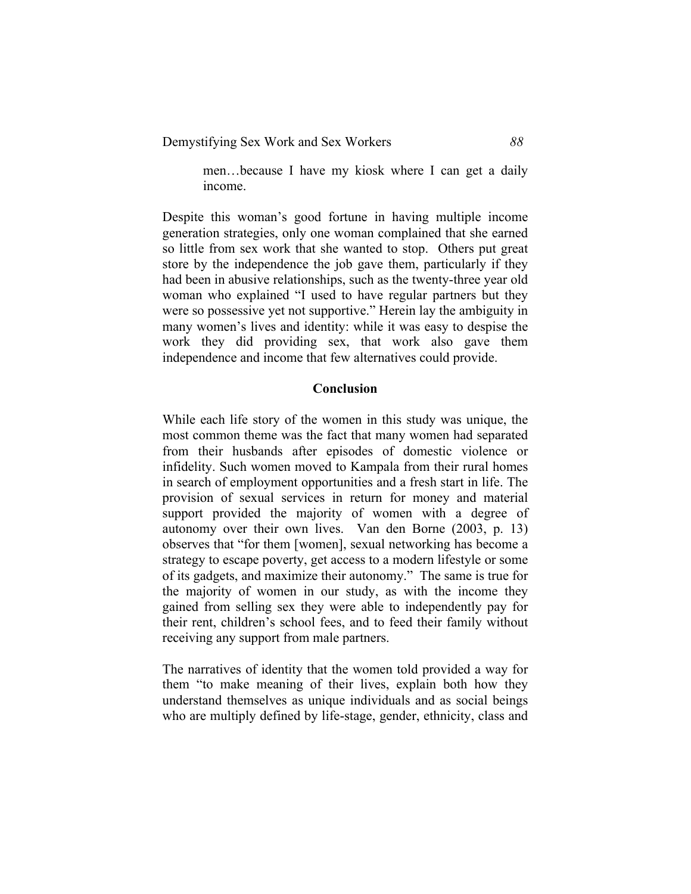> men…because I have my kiosk where I can get a daily income.

Despite this woman's good fortune in having multiple income generation strategies, only one woman complained that she earned so little from sex work that she wanted to stop. Others put great store by the independence the job gave them, particularly if they had been in abusive relationships, such as the twenty-three year old woman who explained "I used to have regular partners but they were so possessive yet not supportive." Herein lay the ambiguity in many women's lives and identity: while it was easy to despise the work they did providing sex, that work also gave them independence and income that few alternatives could provide.

## Conclusion

While each life story of the women in this study was unique, the most common theme was the fact that many women had separated from their husbands after episodes of domestic violence or infidelity. Such women moved to Kampala from their rural homes in search of employment opportunities and a fresh start in life. The provision of sexual services in return for money and material support provided the majority of women with a degree of autonomy over their own lives. Van den Borne (2003, p. 13) observes that "for them [women], sexual networking has become a strategy to escape poverty, get access to a modern lifestyle or some of its gadgets, and maximize their autonomy." The same is true for the majority of women in our study, as with the income they gained from selling sex they were able to independently pay for their rent, children's school fees, and to feed their family without receiving any support from male partners.

The narratives of identity that the women told provided a way for them "to make meaning of their lives, explain both how they understand themselves as unique individuals and as social beings who are multiply defined by life-stage, gender, ethnicity, class and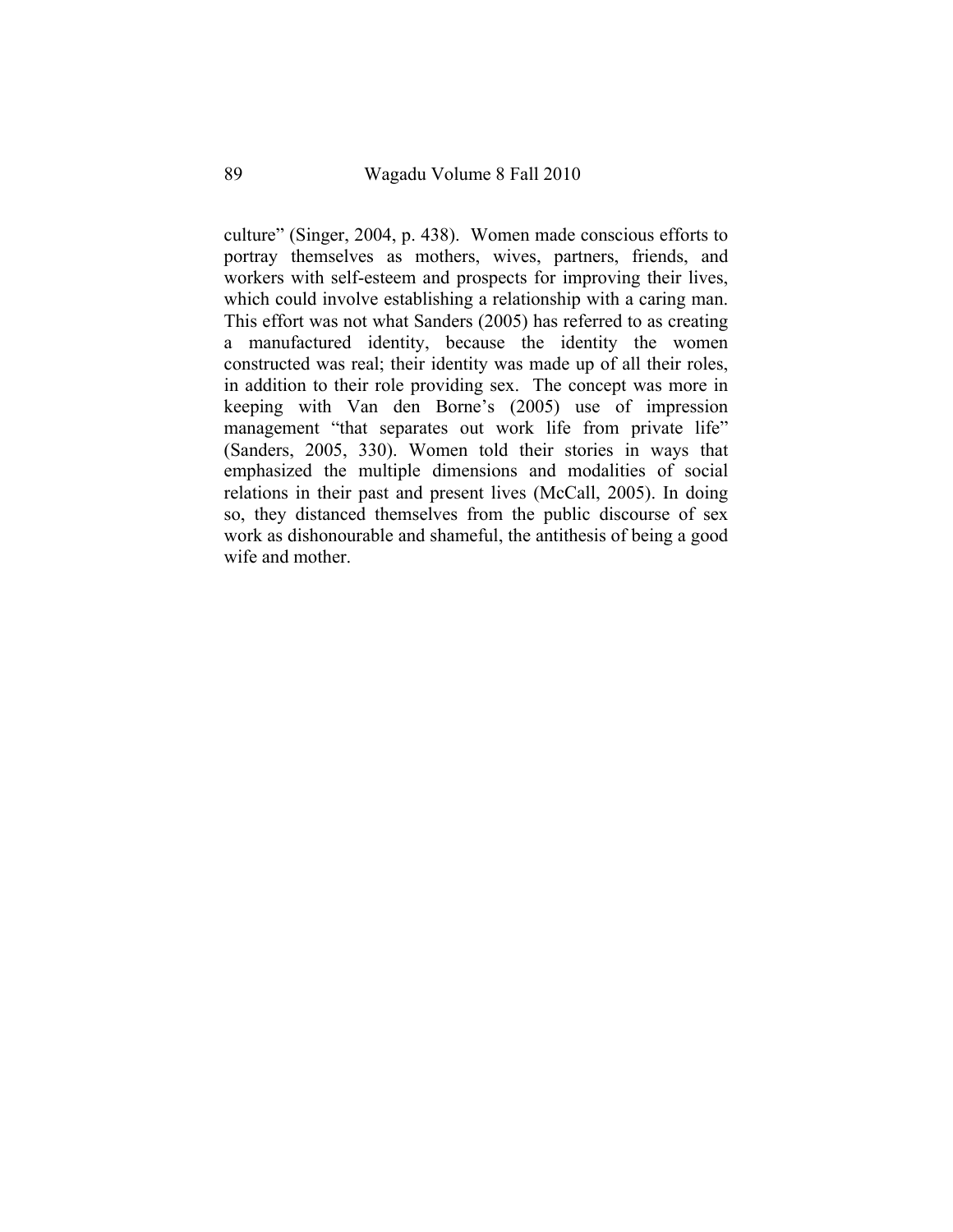culture" (Singer, 2004, p. 438). Women made conscious efforts to portray themselves as mothers, wives, partners, friends, and workers with self-esteem and prospects for improving their lives, which could involve establishing a relationship with a caring man. This effort was not what Sanders (2005) has referred to as creating a manufactured identity, because the identity the women constructed was real; their identity was made up of all their roles, in addition to their role providing sex. The concept was more in keeping with Van den Borne's (2005) use of impression management "that separates out work life from private life" (Sanders, 2005, 330). Women told their stories in ways that emphasized the multiple dimensions and modalities of social relations in their past and present lives (McCall, 2005). In doing so, they distanced themselves from the public discourse of sex work as dishonourable and shameful, the antithesis of being a good wife and mother.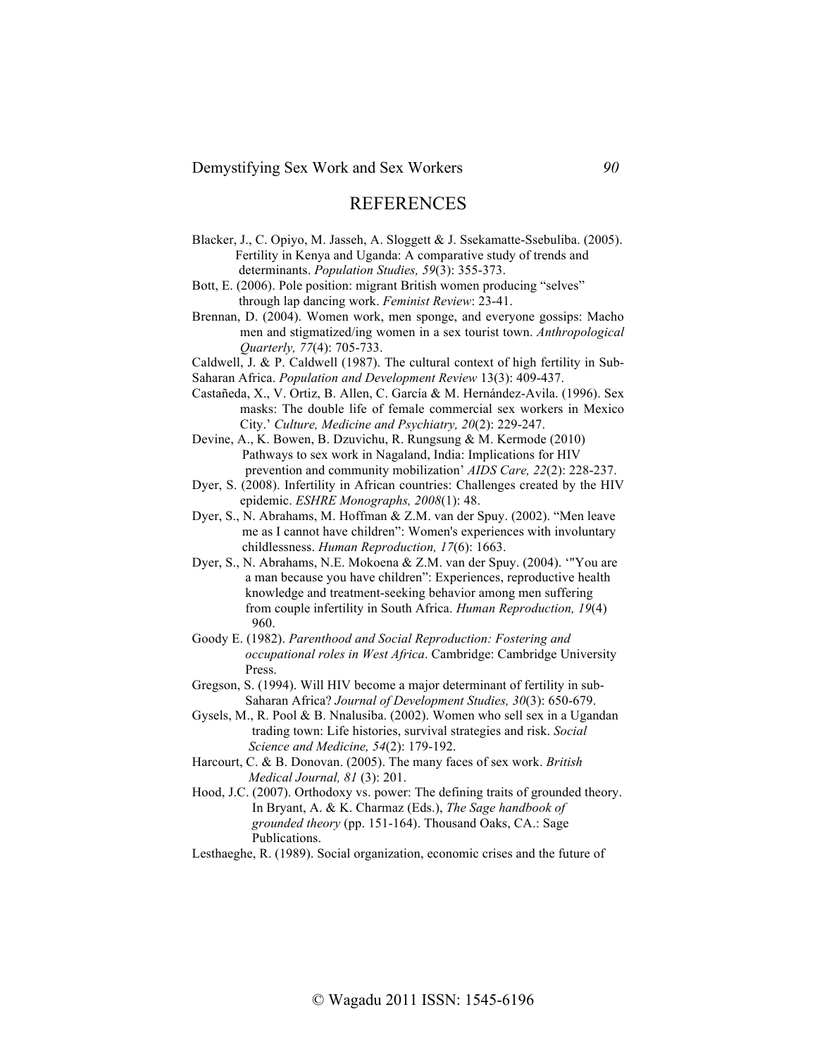## REFERENCES

Blacker, J., C. Opiyo, M. Jasseh, A. Sloggett & J. Ssekamatte-Ssebuliba. (2005). Fertility in Kenya and Uganda: A comparative study of trends and determinants. *Population Studies, 59*(3): 355-373.

Bott, E. (2006). Pole position: migrant British women producing "selves" through lap dancing work. *Feminist Review*: 23-41.

Brennan, D. (2004). Women work, men sponge, and everyone gossips: Macho men and stigmatized/ing women in a sex tourist town. *Anthropological Quarterly, 77*(4): 705-733.

Caldwell, J. & P. Caldwell (1987). The cultural context of high fertility in Sub-Saharan Africa. *Population and Development Review* 13(3): 409-437.

Castañeda, X., V. Ortiz, B. Allen, C. García & M. Hernández-Avila. (1996). Sex masks: The double life of female commercial sex workers in Mexico City.' *Culture, Medicine and Psychiatry, 20*(2): 229-247.

Devine, A., K. Bowen, B. Dzuvichu, R. Rungsung & M. Kermode (2010) Pathways to sex work in Nagaland, India: Implications for HIV prevention and community mobilization' *AIDS Care, 22*(2): 228-237.

Dyer, S. (2008). Infertility in African countries: Challenges created by the HIV epidemic. *ESHRE Monographs, 2008*(1): 48.

Dyer, S., N. Abrahams, M. Hoffman & Z.M. van der Spuy. (2002). "Men leave me as I cannot have children": Women's experiences with involuntary childlessness. *Human Reproduction, 17*(6): 1663.

Dyer, S., N. Abrahams, N.E. Mokoena & Z.M. van der Spuy. (2004). '"You are a man because you have children": Experiences, reproductive health knowledge and treatment-seeking behavior among men suffering from couple infertility in South Africa. *Human Reproduction, 19*(4) 960.

Goody E. (1982). *Parenthood and Social Reproduction: Fostering and occupational roles in West Africa*. Cambridge: Cambridge University Press.

Gregson, S. (1994). Will HIV become a major determinant of fertility in sub-Saharan Africa? *Journal of Development Studies, 30*(3): 650-679.

Gysels, M., R. Pool & B. Nnalusiba. (2002). Women who sell sex in a Ugandan trading town: Life histories, survival strategies and risk. *Social Science and Medicine, 54*(2): 179-192.

Harcourt, C. & B. Donovan. (2005). The many faces of sex work. *British Medical Journal, 81* (3): 201.

Hood, J.C. (2007). Orthodoxy vs. power: The defining traits of grounded theory. In Bryant, A. & K. Charmaz (Eds.), *The Sage handbook of grounded theory* (pp. 151-164). Thousand Oaks, CA.: Sage Publications.

Lesthaeghe, R. (1989). Social organization, economic crises and the future of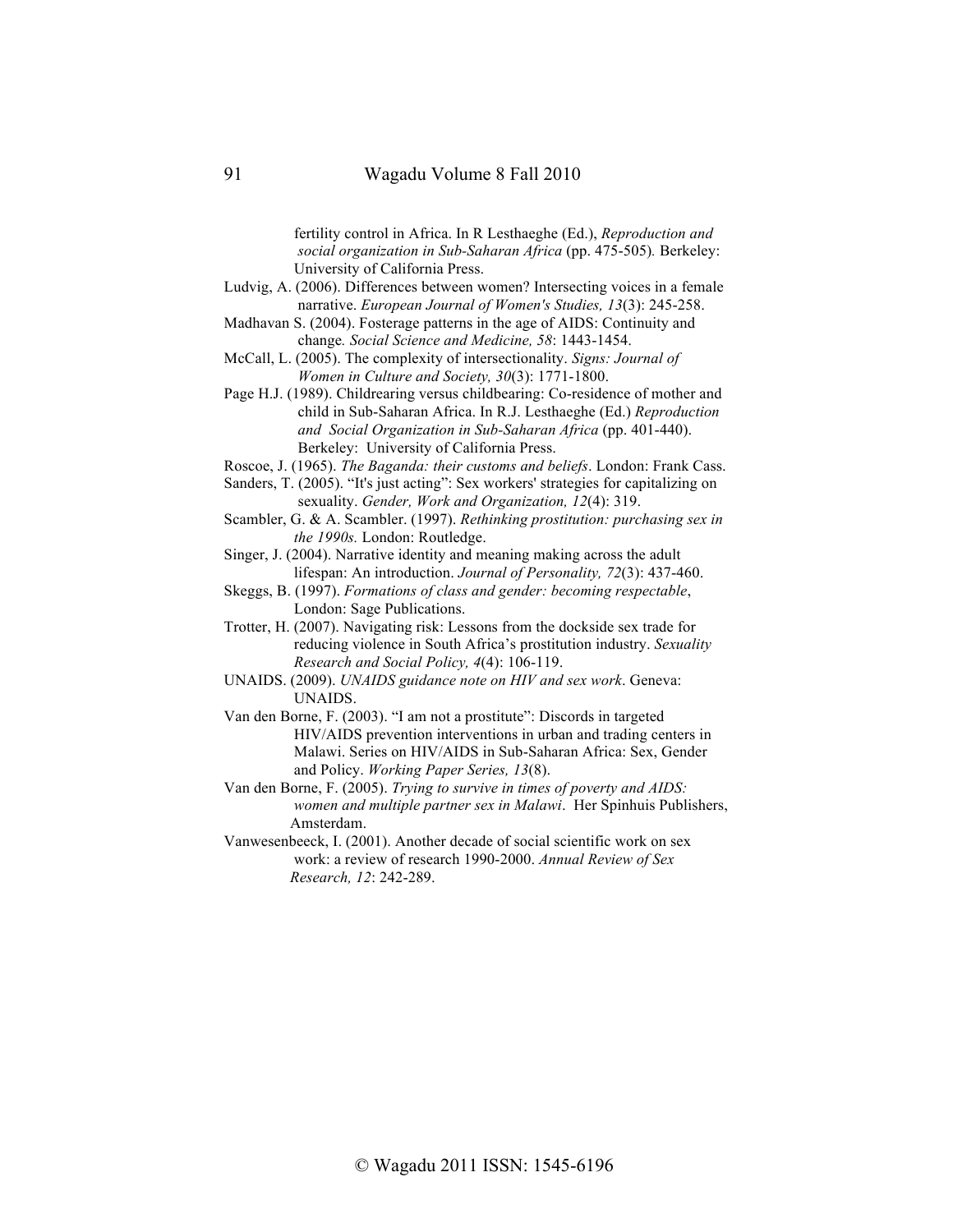fertility control in Africa. In R Lesthaeghe (Ed.), *Reproduction and social organization in Sub-Saharan Africa* (pp. 475-505)*.* Berkeley: University of California Press.

Ludvig, A. (2006). Differences between women? Intersecting voices in a female narrative. *European Journal of Women's Studies, 13*(3): 245-258.

Madhavan S. (2004). Fosterage patterns in the age of AIDS: Continuity and change*. Social Science and Medicine, 58*: 1443-1454.

McCall, L. (2005). The complexity of intersectionality. *Signs: Journal of Women in Culture and Society, 30*(3): 1771-1800.

Page H.J. (1989). Childrearing versus childbearing: Co-residence of mother and child in Sub-Saharan Africa. In R.J. Lesthaeghe (Ed.) *Reproduction and Social Organization in Sub-Saharan Africa* (pp. 401-440). Berkeley: University of California Press.

Roscoe, J. (1965). *The Baganda: their customs and beliefs*. London: Frank Cass.

Sanders, T. (2005). "It's just acting": Sex workers' strategies for capitalizing on sexuality. *Gender, Work and Organization, 12*(4): 319.

Scambler, G. & A. Scambler. (1997). *Rethinking prostitution: purchasing sex in the 1990s.* London: Routledge.

Singer, J. (2004). Narrative identity and meaning making across the adult lifespan: An introduction. *Journal of Personality, 72*(3): 437-460.

Skeggs, B. (1997). *Formations of class and gender: becoming respectable*, London: Sage Publications.

Trotter, H. (2007). Navigating risk: Lessons from the dockside sex trade for reducing violence in South Africa's prostitution industry. *Sexuality Research and Social Policy, 4*(4): 106-119.

UNAIDS. (2009). *UNAIDS guidance note on HIV and sex work*. Geneva: UNAIDS.

Van den Borne, F. (2003). "I am not a prostitute": Discords in targeted HIV/AIDS prevention interventions in urban and trading centers in Malawi. Series on HIV/AIDS in Sub-Saharan Africa: Sex, Gender and Policy. *Working Paper Series, 13*(8).

Van den Borne, F. (2005). *Trying to survive in times of poverty and AIDS: women and multiple partner sex in Malawi*. Her Spinhuis Publishers, Amsterdam.

Vanwesenbeeck, I. (2001). Another decade of social scientific work on sex work: a review of research 1990-2000. *Annual Review of Sex Research, 12*: 242-289.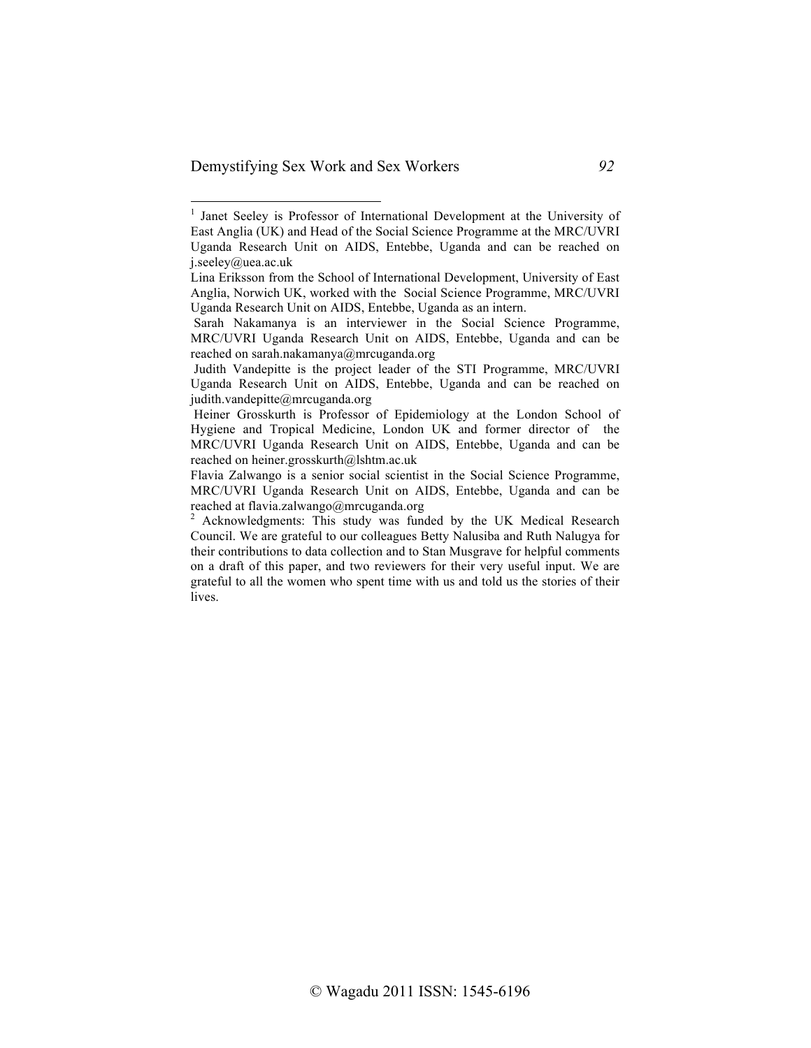[1] Janet Seeley is Professor of International Development at the University of East Anglia (UK) and Head of the Social Science Programme at the MRC/UVRI Uganda Research Unit on AIDS, Entebbe, Uganda and can be reached on j.seeley@uea.ac.uk

Lina Eriksson from the School of International Development, University of East Anglia, Norwich UK, worked with the Social Science Programme, MRC/UVRI Uganda Research Unit on AIDS, Entebbe, Uganda as an intern.

Sarah Nakamanya is an interviewer in the Social Science Programme, MRC/UVRI Uganda Research Unit on AIDS, Entebbe, Uganda and can be reached on sarah.nakamanya@mrcuganda.org

Judith Vandepitte is the project leader of the STI Programme, MRC/UVRI Uganda Research Unit on AIDS, Entebbe, Uganda and can be reached on judith.vandepitte@mrcuganda.org

Heiner Grosskurth is Professor of Epidemiology at the London School of Hygiene and Tropical Medicine, London UK and former director of the MRC/UVRI Uganda Research Unit on AIDS, Entebbe, Uganda and can be reached on heiner.grosskurth@lshtm.ac.uk

Flavia Zalwango is a senior social scientist in the Social Science Programme, MRC/UVRI Uganda Research Unit on AIDS, Entebbe, Uganda and can be reached at flavia.zalwango@mrcuganda.org

[2] Acknowledgments: This study was funded by the UK Medical Research Council. We are grateful to our colleagues Betty Nalusiba and Ruth Nalugya for their contributions to data collection and to Stan Musgrave for helpful comments on a draft of this paper, and two reviewers for their very useful input. We are grateful to all the women who spent time with us and told us the stories of their lives.